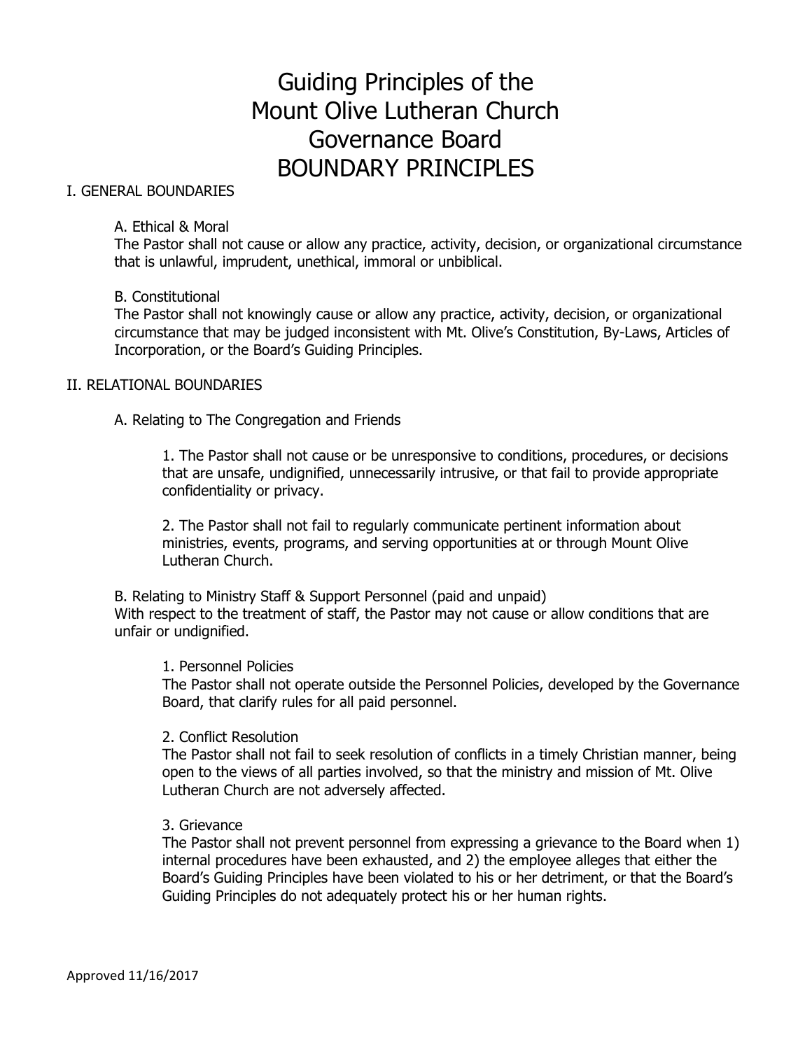# Guiding Principles of the Mount Olive Lutheran Church Governance Board BOUNDARY PRINCIPLES

## I. GENERAL BOUNDARIES

### A. Ethical & Moral

The Pastor shall not cause or allow any practice, activity, decision, or organizational circumstance that is unlawful, imprudent, unethical, immoral or unbiblical.

### B. Constitutional

The Pastor shall not knowingly cause or allow any practice, activity, decision, or organizational circumstance that may be judged inconsistent with Mt. Olive's Constitution, By-Laws, Articles of Incorporation, or the Board's Guiding Principles.

## II. RELATIONAL BOUNDARIES

### A. Relating to The Congregation and Friends

1. The Pastor shall not cause or be unresponsive to conditions, procedures, or decisions that are unsafe, undignified, unnecessarily intrusive, or that fail to provide appropriate confidentiality or privacy.

2. The Pastor shall not fail to regularly communicate pertinent information about ministries, events, programs, and serving opportunities at or through Mount Olive Lutheran Church.

### B. Relating to Ministry Staff & Support Personnel (paid and unpaid)

With respect to the treatment of staff, the Pastor may not cause or allow conditions that are unfair or undignified.

1. Personnel Policies
   
   The Pastor shall not operate outside the Personnel Policies, developed by the Governance Board, that clarify rules for all paid personnel.

2. Conflict Resolution
   
   The Pastor shall not fail to seek resolution of conflicts in a timely Christian manner, being open to the views of all parties involved, so that the ministry and mission of Mt. Olive Lutheran Church are not adversely affected.

3. Grievance
   
   The Pastor shall not prevent personnel from expressing a grievance to the Board when 1) internal procedures have been exhausted, and 2) the employee alleges that either the Board's Guiding Principles have been violated to his or her detriment, or that the Board's Guiding Principles do not adequately protect his or her human rights.

Approved 11/16/2017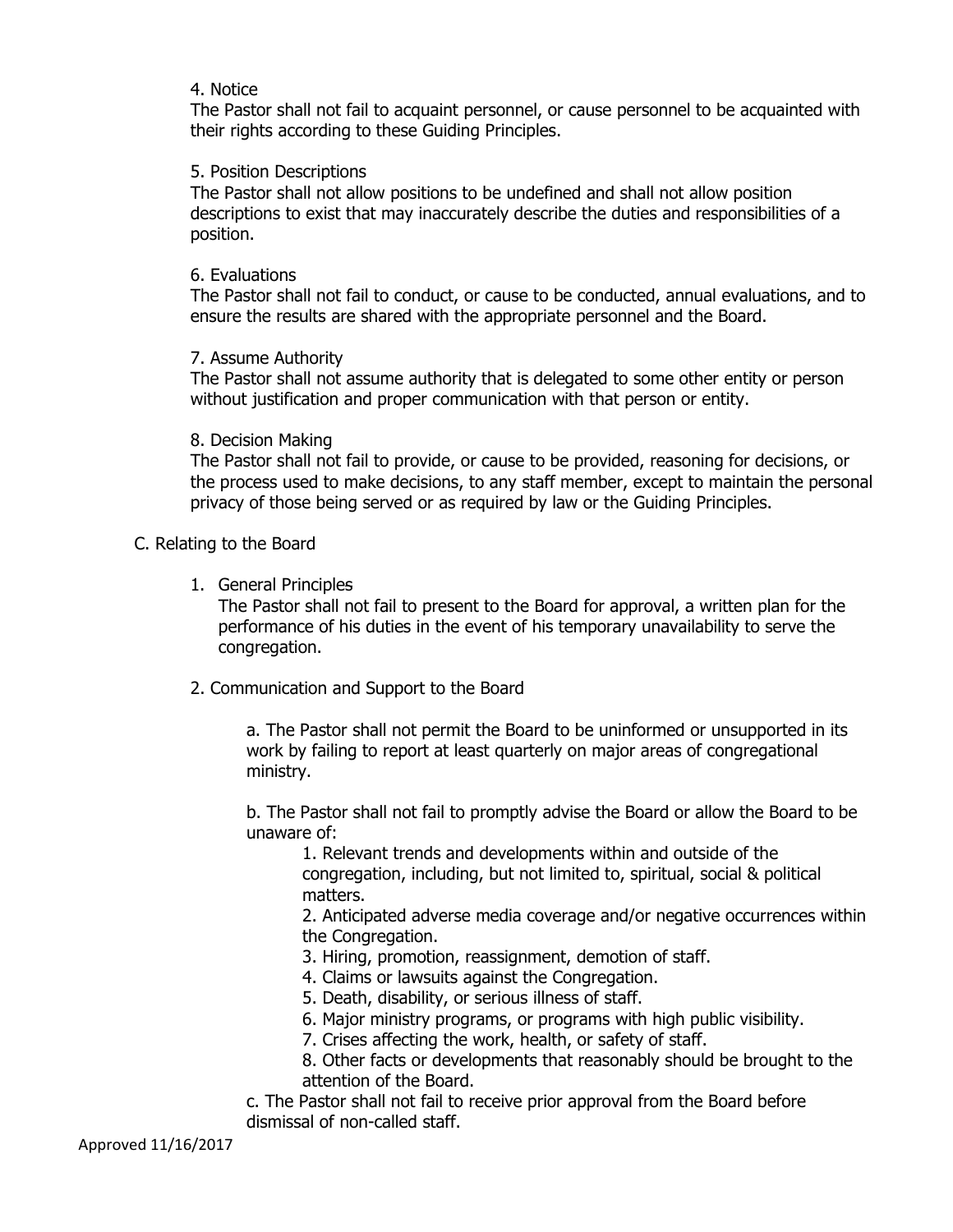4. Notice

The Pastor shall not fail to acquaint personnel, or cause personnel to be acquainted with their rights according to these Guiding Principles.

5. Position Descriptions

The Pastor shall not allow positions to be undefined and shall not allow position descriptions to exist that may inaccurately describe the duties and responsibilities of a position.

6. Evaluations

The Pastor shall not fail to conduct, or cause to be conducted, annual evaluations, and to ensure the results are shared with the appropriate personnel and the Board.

7. Assume Authority

The Pastor shall not assume authority that is delegated to some other entity or person without justification and proper communication with that person or entity.

8. Decision Making

The Pastor shall not fail to provide, or cause to be provided, reasoning for decisions, or the process used to make decisions, to any staff member, except to maintain the personal privacy of those being served or as required by law or the Guiding Principles.

C. Relating to the Board

1. General Principles

   The Pastor shall not fail to present to the Board for approval, a written plan for the performance of his duties in the event of his temporary unavailability to serve the congregation.

2. Communication and Support to the Board

   a. The Pastor shall not permit the Board to be uninformed or unsupported in its work by failing to report at least quarterly on major areas of congregational ministry.

   b. The Pastor shall not fail to promptly advise the Board or allow the Board to be unaware of:

      1. Relevant trends and developments within and outside of the congregation, including, but not limited to, spiritual, social & political matters.
      2. Anticipated adverse media coverage and/or negative occurrences within the Congregation.
      3. Hiring, promotion, reassignment, demotion of staff.
      4. Claims or lawsuits against the Congregation.
      5. Death, disability, or serious illness of staff.
      6. Major ministry programs, or programs with high public visibility.
      7. Crises affecting the work, health, or safety of staff.
      8. Other facts or developments that reasonably should be brought to the attention of the Board.

   c. The Pastor shall not fail to receive prior approval from the Board before dismissal of non-called staff.

Approved 11/16/2017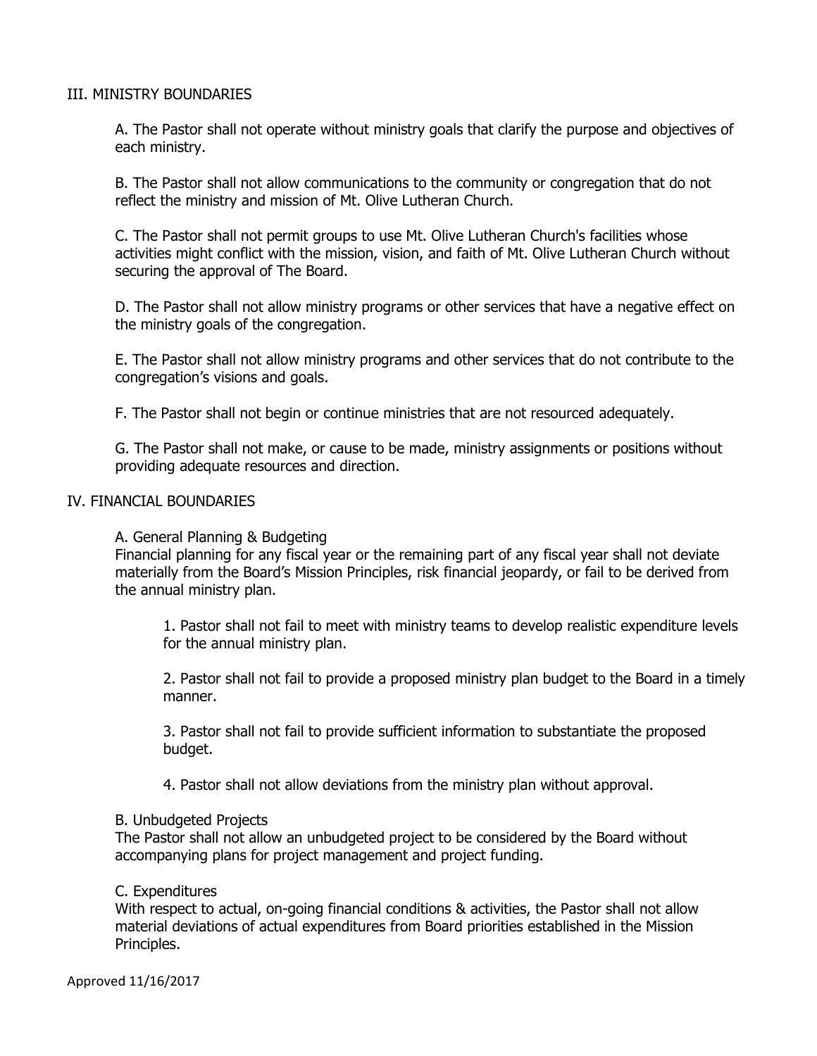## III. MINISTRY BOUNDARIES

A. The Pastor shall not operate without ministry goals that clarify the purpose and objectives of each ministry.

B. The Pastor shall not allow communications to the community or congregation that do not reflect the ministry and mission of Mt. Olive Lutheran Church.

C. The Pastor shall not permit groups to use Mt. Olive Lutheran Church's facilities whose activities might conflict with the mission, vision, and faith of Mt. Olive Lutheran Church without securing the approval of The Board.

D. The Pastor shall not allow ministry programs or other services that have a negative effect on the ministry goals of the congregation.

E. The Pastor shall not allow ministry programs and other services that do not contribute to the congregation's visions and goals.

F. The Pastor shall not begin or continue ministries that are not resourced adequately.

G. The Pastor shall not make, or cause to be made, ministry assignments or positions without providing adequate resources and direction.

## IV. FINANCIAL BOUNDARIES

A. General Planning & Budgeting
Financial planning for any fiscal year or the remaining part of any fiscal year shall not deviate materially from the Board's Mission Principles, risk financial jeopardy, or fail to be derived from the annual ministry plan.

1. Pastor shall not fail to meet with ministry teams to develop realistic expenditure levels for the annual ministry plan.

2. Pastor shall not fail to provide a proposed ministry plan budget to the Board in a timely manner.

3. Pastor shall not fail to provide sufficient information to substantiate the proposed budget.

4. Pastor shall not allow deviations from the ministry plan without approval.

B. Unbudgeted Projects
The Pastor shall not allow an unbudgeted project to be considered by the Board without accompanying plans for project management and project funding.

C. Expenditures
With respect to actual, on-going financial conditions & activities, the Pastor shall not allow material deviations of actual expenditures from Board priorities established in the Mission Principles.

Approved 11/16/2017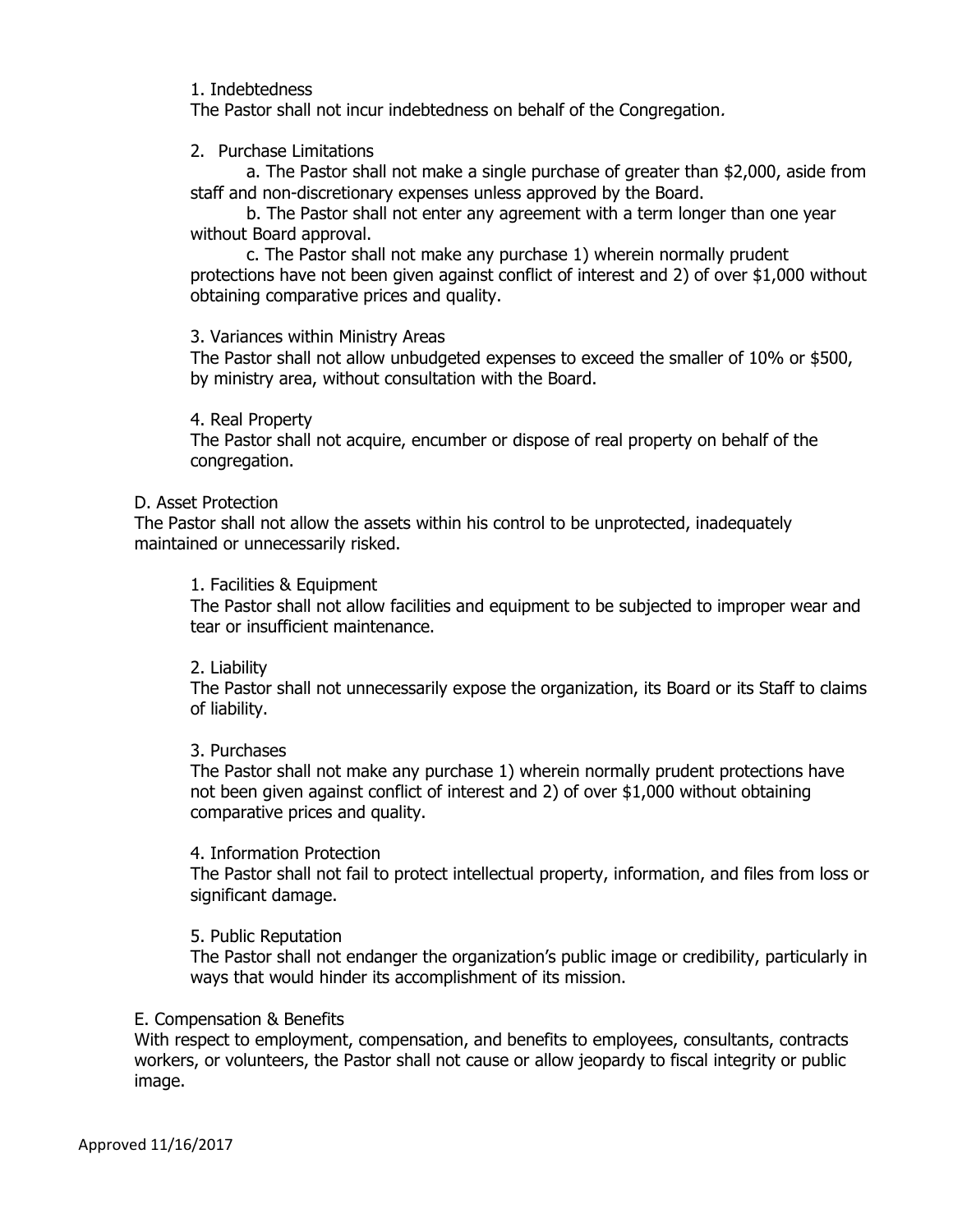1. Indebtedness

The Pastor shall not incur indebtedness on behalf of the Congregation.

2. Purchase Limitations

a. The Pastor shall not make a single purchase of greater than $2,000, aside from staff and non-discretionary expenses unless approved by the Board.

b. The Pastor shall not enter any agreement with a term longer than one year without Board approval.

c. The Pastor shall not make any purchase 1) wherein normally prudent protections have not been given against conflict of interest and 2) of over $1,000 without obtaining comparative prices and quality.

3. Variances within Ministry Areas

The Pastor shall not allow unbudgeted expenses to exceed the smaller of 10% or $500, by ministry area, without consultation with the Board.

4. Real Property

The Pastor shall not acquire, encumber or dispose of real property on behalf of the congregation.

D. Asset Protection

The Pastor shall not allow the assets within his control to be unprotected, inadequately maintained or unnecessarily risked.

1. Facilities & Equipment

The Pastor shall not allow facilities and equipment to be subjected to improper wear and tear or insufficient maintenance.

2. Liability

The Pastor shall not unnecessarily expose the organization, its Board or its Staff to claims of liability.

3. Purchases

The Pastor shall not make any purchase 1) wherein normally prudent protections have not been given against conflict of interest and 2) of over $1,000 without obtaining comparative prices and quality.

4. Information Protection

The Pastor shall not fail to protect intellectual property, information, and files from loss or significant damage.

5. Public Reputation

The Pastor shall not endanger the organization's public image or credibility, particularly in ways that would hinder its accomplishment of its mission.

E. Compensation & Benefits

With respect to employment, compensation, and benefits to employees, consultants, contracts workers, or volunteers, the Pastor shall not cause or allow jeopardy to fiscal integrity or public image.

Approved 11/16/2017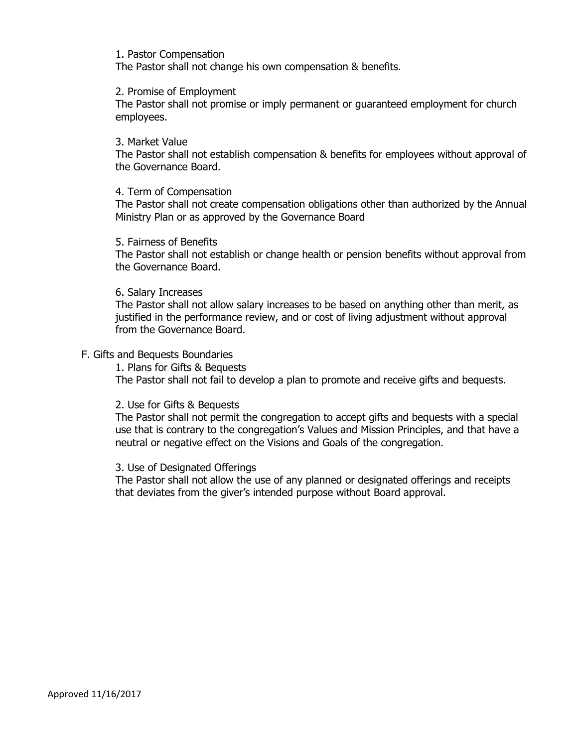1. Pastor Compensation

The Pastor shall not change his own compensation & benefits.

2. Promise of Employment

The Pastor shall not promise or imply permanent or guaranteed employment for church employees.

3. Market Value

The Pastor shall not establish compensation & benefits for employees without approval of the Governance Board.

4. Term of Compensation

The Pastor shall not create compensation obligations other than authorized by the Annual Ministry Plan or as approved by the Governance Board

5. Fairness of Benefits

The Pastor shall not establish or change health or pension benefits without approval from the Governance Board.

6. Salary Increases

The Pastor shall not allow salary increases to be based on anything other than merit, as justified in the performance review, and or cost of living adjustment without approval from the Governance Board.

F. Gifts and Bequests Boundaries

1. Plans for Gifts & Bequests

The Pastor shall not fail to develop a plan to promote and receive gifts and bequests.

2. Use for Gifts & Bequests

The Pastor shall not permit the congregation to accept gifts and bequests with a special use that is contrary to the congregation's Values and Mission Principles, and that have a neutral or negative effect on the Visions and Goals of the congregation.

3. Use of Designated Offerings

The Pastor shall not allow the use of any planned or designated offerings and receipts that deviates from the giver's intended purpose without Board approval.

Approved 11/16/2017